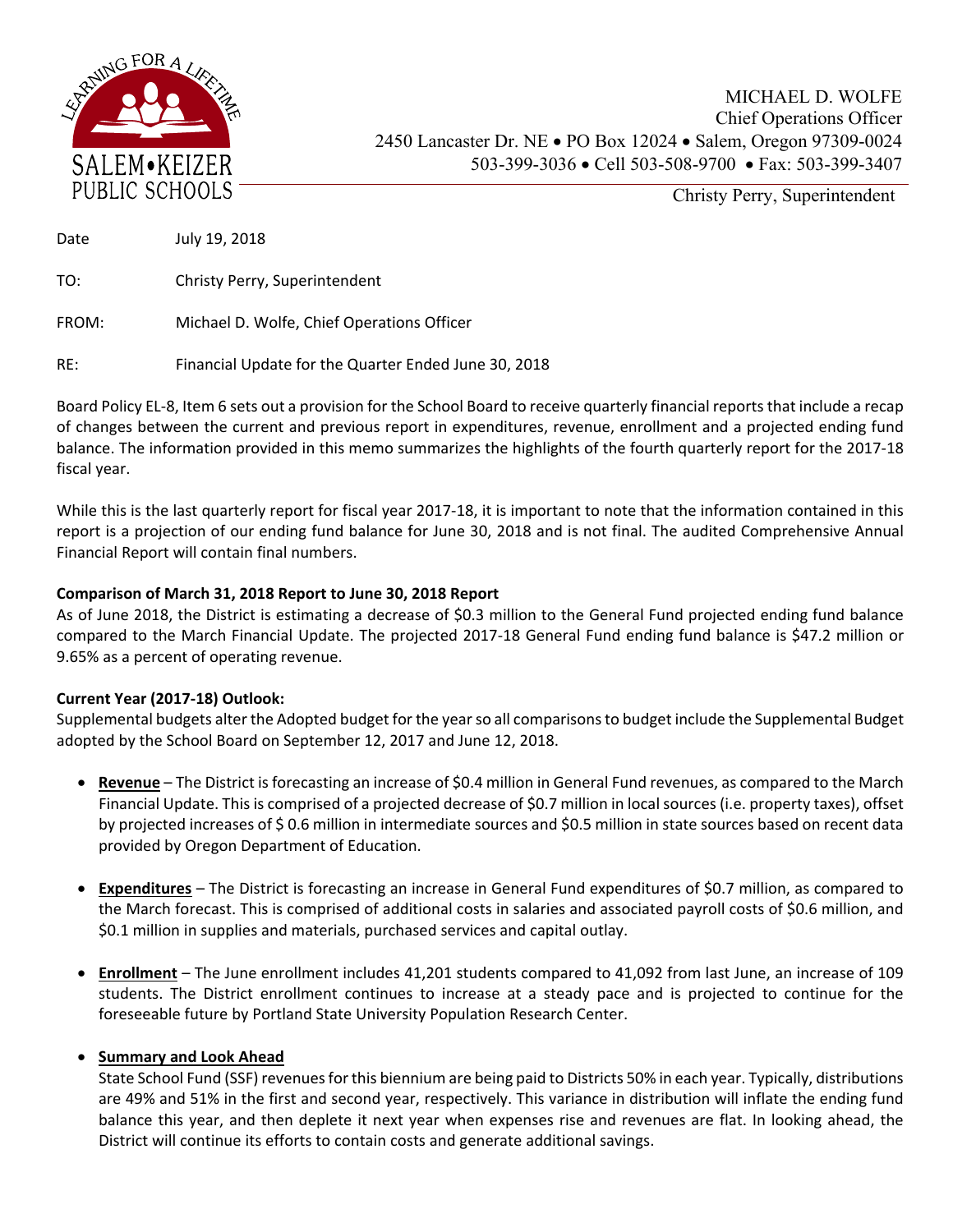SALEM•KEIZER PUBLIC SCHOOLS

LEARNING FOR A LIFETIME

MICHAEL D. WOLFE
Chief Operations Officer
2450 Lancaster Dr. NE • PO Box 12024 • Salem, Oregon 97309-0024
503-399-3036 • Cell 503-508-9700 • Fax: 503-399-3407

Christy Perry, Superintendent

Date: July 19, 2018

TO: Christy Perry, Superintendent

FROM: Michael D. Wolfe, Chief Operations Officer

RE: Financial Update for the Quarter Ended June 30, 2018

Board Policy EL-8, Item 6 sets out a provision for the School Board to receive quarterly financial reports that include a recap of changes between the current and previous report in expenditures, revenue, enrollment and a projected ending fund balance. The information provided in this memo summarizes the highlights of the fourth quarterly report for the 2017-18 fiscal year.

While this is the last quarterly report for fiscal year 2017-18, it is important to note that the information contained in this report is a projection of our ending fund balance for June 30, 2018 and is not final. The audited Comprehensive Annual Financial Report will contain final numbers.

**Comparison of March 31, 2018 Report to June 30, 2018 Report**

As of June 2018, the District is estimating a decrease of $0.3 million to the General Fund projected ending fund balance compared to the March Financial Update. The projected 2017-18 General Fund ending fund balance is $47.2 million or 9.65% as a percent of operating revenue.

**Current Year (2017-18) Outlook:**

Supplemental budgets alter the Adopted budget for the year so all comparisons to budget include the Supplemental Budget adopted by the School Board on September 12, 2017 and June 12, 2018.

- **Revenue** – The District is forecasting an increase of $0.4 million in General Fund revenues, as compared to the March Financial Update. This is comprised of a projected decrease of $0.7 million in local sources (i.e. property taxes), offset by projected increases of $ 0.6 million in intermediate sources and $0.5 million in state sources based on recent data provided by Oregon Department of Education.

- **Expenditures** – The District is forecasting an increase in General Fund expenditures of $0.7 million, as compared to the March forecast. This is comprised of additional costs in salaries and associated payroll costs of $0.6 million, and $0.1 million in supplies and materials, purchased services and capital outlay.

- **Enrollment** – The June enrollment includes 41,201 students compared to 41,092 from last June, an increase of 109 students. The District enrollment continues to increase at a steady pace and is projected to continue for the foreseeable future by Portland State University Population Research Center.

- **Summary and Look Ahead**
  State School Fund (SSF) revenues for this biennium are being paid to Districts 50% in each year. Typically, distributions are 49% and 51% in the first and second year, respectively. This variance in distribution will inflate the ending fund balance this year, and then deplete it next year when expenses rise and revenues are flat. In looking ahead, the District will continue its efforts to contain costs and generate additional savings.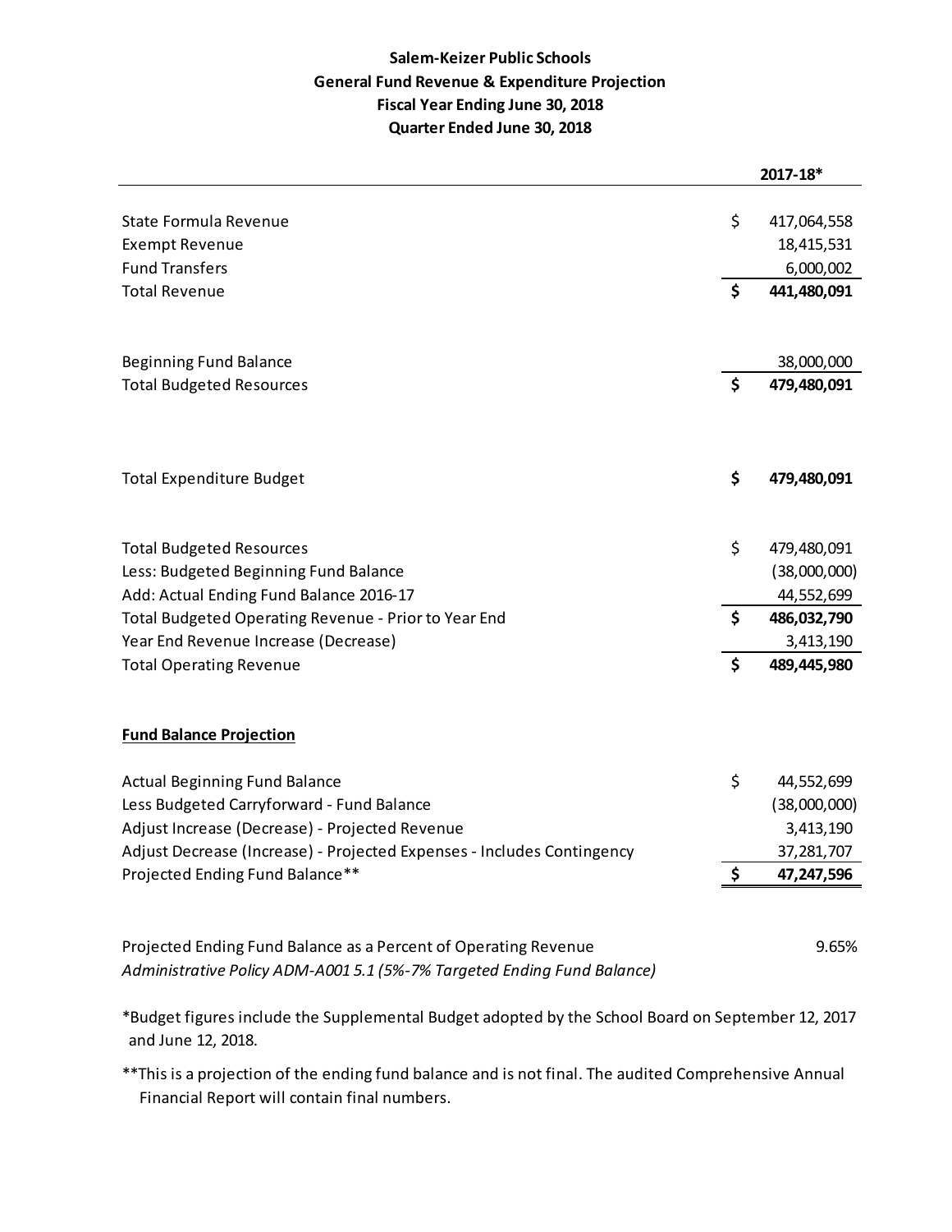**Salem-Keizer Public Schools**
**General Fund Revenue & Expenditure Projection**
**Fiscal Year Ending June 30, 2018**
**Quarter Ended June 30, 2018**

| | | 2017-18* |
|---|---|---|
| State Formula Revenue | $ | 417,064,558 |
| Exempt Revenue | | 18,415,531 |
| Fund Transfers | | 6,000,002 |
| Total Revenue | **$** | **441,480,091** |
| | | |
| Beginning Fund Balance | | 38,000,000 |
| Total Budgeted Resources | **$** | **479,480,091** |
| | | |
| Total Expenditure Budget | **$** | **479,480,091** |
| | | |
| Total Budgeted Resources | $ | 479,480,091 |
| Less: Budgeted Beginning Fund Balance | | (38,000,000) |
| Add: Actual Ending Fund Balance 2016-17 | | 44,552,699 |
| Total Budgeted Operating Revenue - Prior to Year End | **$** | **486,032,790** |
| Year End Revenue Increase (Decrease) | | 3,413,190 |
| Total Operating Revenue | **$** | **489,445,980** |

**Fund Balance Projection**

| | | |
|---|---|---|
| Actual Beginning Fund Balance | $ | 44,552,699 |
| Less Budgeted Carryforward - Fund Balance | | (38,000,000) |
| Adjust Increase (Decrease) - Projected Revenue | | 3,413,190 |
| Adjust Decrease (Increase) - Projected Expenses - Includes Contingency | | 37,281,707 |
| Projected Ending Fund Balance** | **$** | **47,247,596** |

Projected Ending Fund Balance as a Percent of Operating Revenue 9.65%
*Administrative Policy ADM-A001 5.1 (5%-7% Targeted Ending Fund Balance)*

*Budget figures include the Supplemental Budget adopted by the School Board on September 12, 2017 and June 12, 2018.

**This is a projection of the ending fund balance and is not final. The audited Comprehensive Annual Financial Report will contain final numbers.